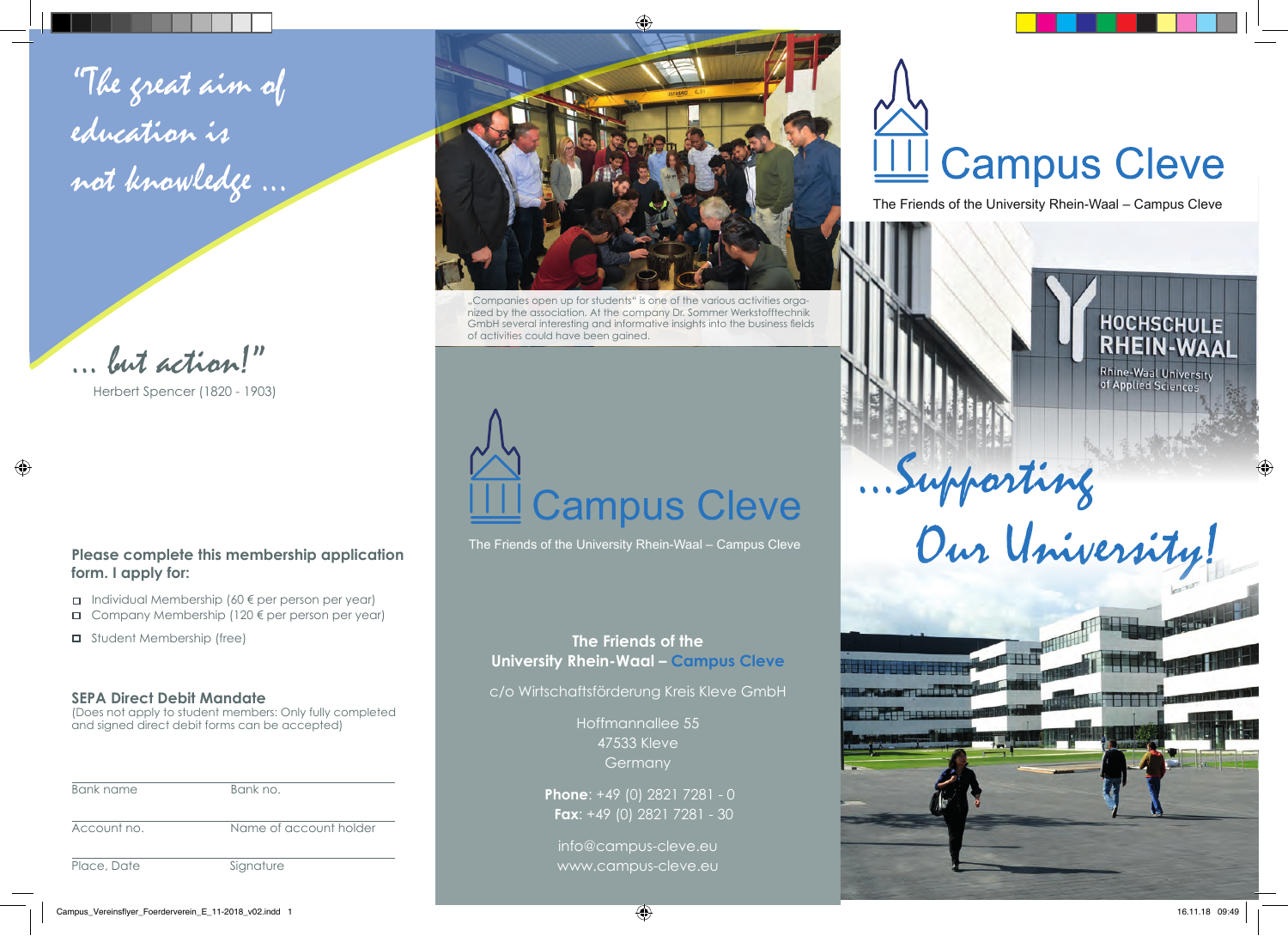*"The great aim of education is not knowledge ...*

*... but action!"*

Herbert Spencer (1820 - 1903)

**Please complete this membership application form. I apply for:**

- ☐ Individual Membership (60 € per person per year)
- ☐ Company Membership (120 € per person per year)
- ☐ Student Membership (free)

**SEPA Direct Debit Mandate**

(Does not apply to student members: Only fully completed and signed direct debit forms can be accepted)

| Bank name | Bank no. |
|---|---|
| Account no. | Name of account holder |
| Place, Date | Signature |

„Companies open up for students" is one of the various activities organized by the association. At the company Dr. Sommer Werkstofftechnik GmbH several interesting and informative insights into the business fields of activities could have been gained.

# Campus Cleve

The Friends of the University Rhein-Waal – Campus Cleve

**The Friends of the University Rhein-Waal – Campus Cleve**

c/o Wirtschaftsförderung Kreis Kleve GmbH

Hoffmannallee 55
47533 Kleve
Germany

**Phone**: +49 (0) 2821 7281 - 0
**Fax**: +49 (0) 2821 7281 - 30

info@campus-cleve.eu
www.campus-cleve.eu

# Campus Cleve

The Friends of the University Rhein-Waal – Campus Cleve

HOCHSCHULE RHEIN-WAAL
Rhine-Waal University of Applied Sciences

*...Supporting Our University!*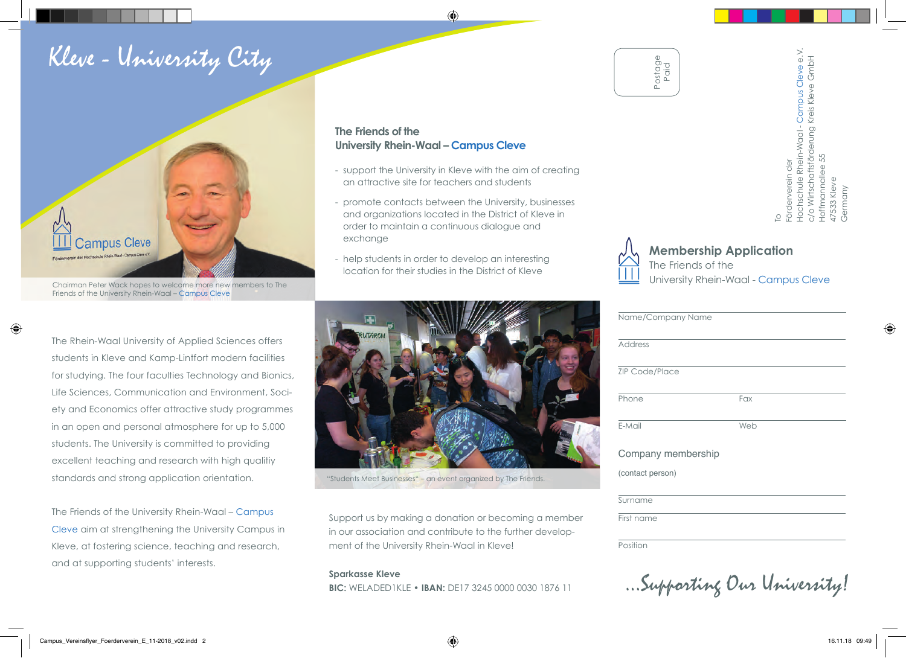# Kleve - University City

Chairman Peter Wack hopes to welcome more new members to The Friends of the University Rhein-Waal – Campus Cleve

The Rhein-Waal University of Applied Sciences offers students in Kleve and Kamp-Lintfort modern facilities for studying. The four faculties Technology and Bionics, Life Sciences, Communication and Environment, Society and Economics offer attractive study programmes in an open and personal atmosphere for up to 5,000 students. The University is committed to providing excellent teaching and research with high qualitiy standards and strong application orientation.

The Friends of the University Rhein-Waal – Campus Cleve aim at strengthening the University Campus in Kleve, at fostering science, teaching and research, and at supporting students' interests.

## The Friends of the University Rhein-Waal – Campus Cleve

- support the University in Kleve with the aim of creating an attractive site for teachers and students
- promote contacts between the University, businesses and organizations located in the District of Kleve in order to maintain a continuous dialogue and exchange
- help students in order to develop an interesting location for their studies in the District of Kleve

"Students Meet Businesses" – an event organized by The Friends.

Support us by making a donation or becoming a member in our association and contribute to the further development of the University Rhein-Waal in Kleve!

**Sparkasse Kleve**
**BIC:** WELADED1KLE • **IBAN:** DE17 3245 0000 0030 1876 11

Postage Paid

To
Förderverein der
Hochschule Rhein-Waal - Campus Cleve e.V.
c/o Wirtschaftsförderung Kreis Kleve GmbH
Hoffmannallee 55
47533 Kleve
Germany

## Membership Application

The Friends of the
University Rhein-Waal - Campus Cleve

Name/Company Name

Address

ZIP Code/Place

Phone Fax

E-Mail Web

Company membership

(contact person)

Surname

First name

Position

...Supporting Our University!